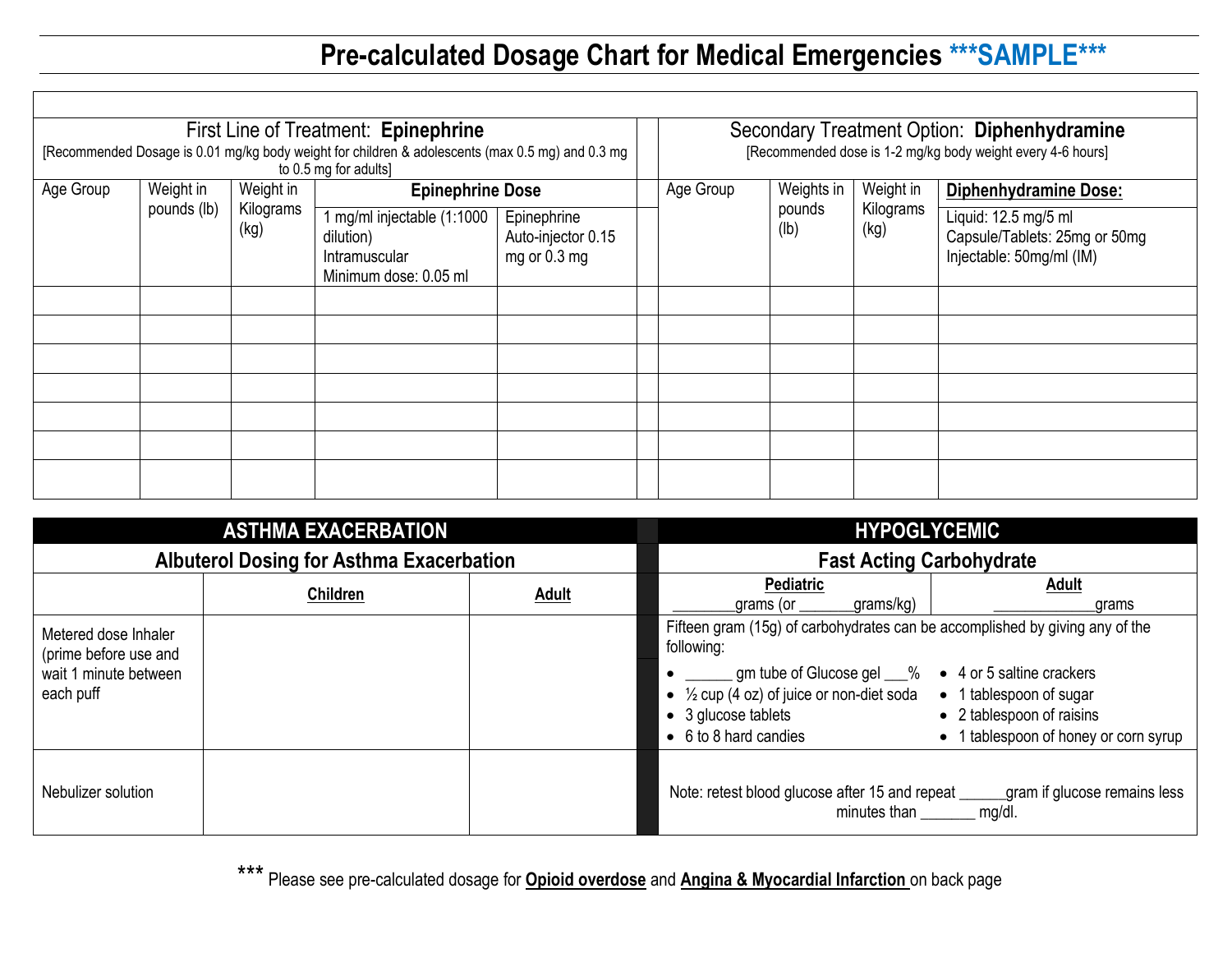# Pre-calculated Dosage Chart for Medical Emergencies ***SAMPLE***

| First Line of Treatment: **Epinephrine** [Recommended Dosage is 0.01 mg/kg body weight for children & adolescents (max 0.5 mg) and 0.3 mg to 0.5 mg for adults] | | | | | | Secondary Treatment Option: **Diphenhydramine** [Recommended dose is 1-2 mg/kg body weight every 4-6 hours] | | | |
|---|---|---|---|---|---|---|---|---|---|
| Age Group | Weight in pounds (lb) | Weight in Kilograms (kg) | **Epinephrine Dose** 1 mg/ml injectable (1:1000 dilution) Intramuscular Minimum dose: 0.05 ml | Epinephrine Auto-injector 0.15 mg or 0.3 mg | | Age Group | Weights in pounds (lb) | Weight in Kilograms (kg) | **Diphenhydramine Dose:** Liquid: 12.5 mg/5 ml Capsule/Tablets: 25mg or 50mg Injectable: 50mg/ml (IM) |
| | | | | | | | | | |
| | | | | | | | | | |
| | | | | | | | | | |
| | | | | | | | | | |
| | | | | | | | | | |
| | | | | | | | | | |
| | | | | | | | | | |

## ASTHMA EXACERBATION

### Albuterol Dosing for Asthma Exacerbation

| | **Children** | **Adult** |
|---|---|---|
| Metered dose Inhaler (prime before use and wait 1 minute between each puff | | |
| Nebulizer solution | | |

## HYPOGLYCEMIC

### Fast Acting Carbohydrate

| **Pediatric** ________grams (or _______grams/kg) | **Adult** _____________grams |
|---|---|

Fifteen gram (15g) of carbohydrates can be accomplished by giving any of the following:

- ______ gm tube of Glucose gel ___%
- ½ cup (4 oz) of juice or non-diet soda
- 3 glucose tablets
- 6 to 8 hard candies
- 4 or 5 saltine crackers
- 1 tablespoon of sugar
- 2 tablespoon of raisins
- 1 tablespoon of honey or corn syrup

Note: retest blood glucose after 15 minutes and repeat ______gram if glucose remains less than _______ mg/dl.

*** Please see pre-calculated dosage for **Opioid overdose** and **Angina & Myocardial Infarction** on back page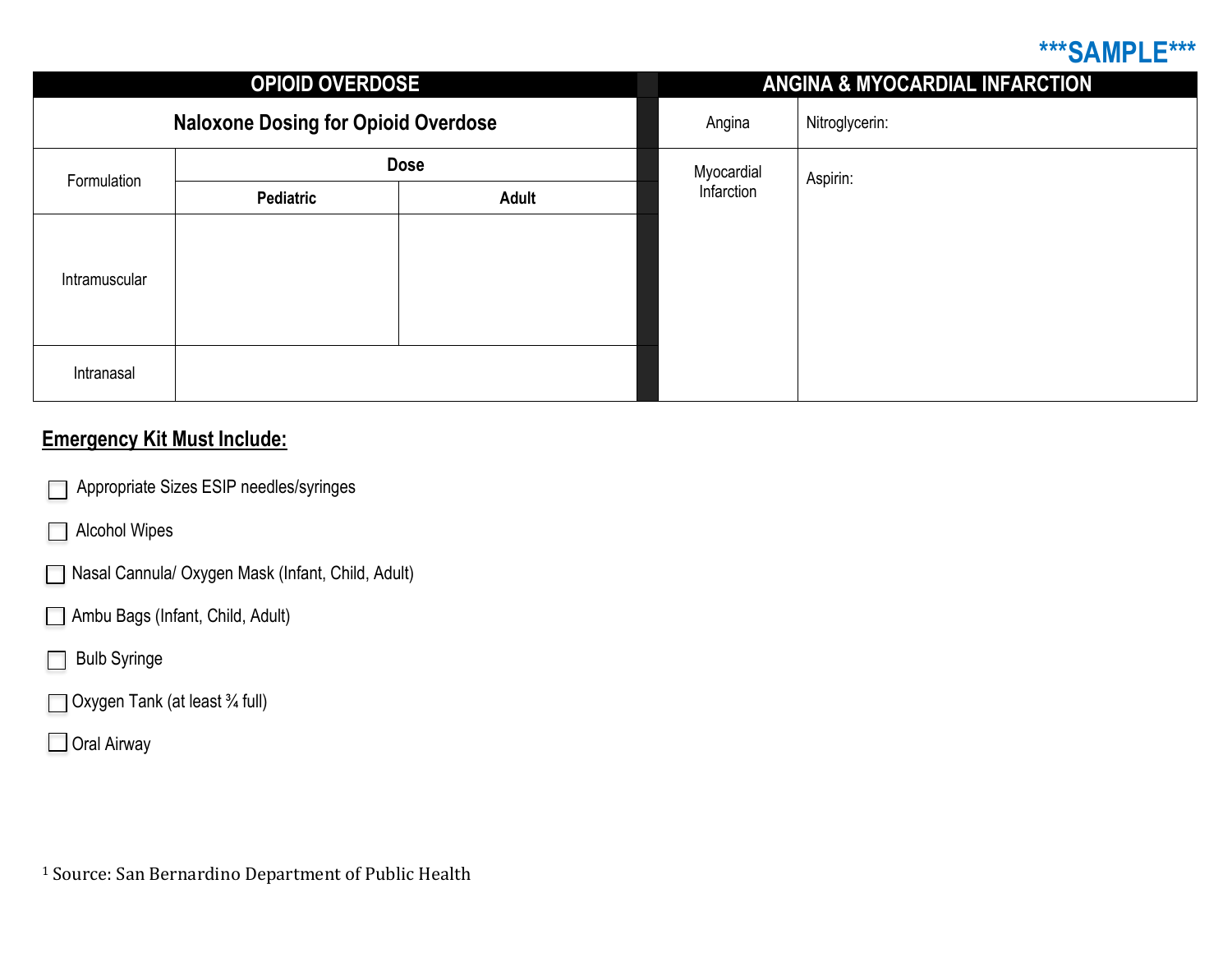***SAMPLE***

| OPIOID OVERDOSE | | |
|---|---|---|
| **Naloxone Dosing for Opioid Overdose** | | |
| Formulation | **Dose** | |
| | **Pediatric** | **Adult** |
| Intramuscular | | |
| Intranasal | | |

| ANGINA & MYOCARDIAL INFARCTION | |
|---|---|
| Angina | Nitroglycerin: |
| Myocardial Infarction | Aspirin: |

## Emergency Kit Must Include:

- ☐ Appropriate Sizes ESIP needles/syringes
- ☐ Alcohol Wipes
- ☐ Nasal Cannula/ Oxygen Mask (Infant, Child, Adult)
- ☐ Ambu Bags (Infant, Child, Adult)
- ☐ Bulb Syringe
- ☐ Oxygen Tank (at least ¾ full)
- ☐ Oral Airway

[1] Source: San Bernardino Department of Public Health